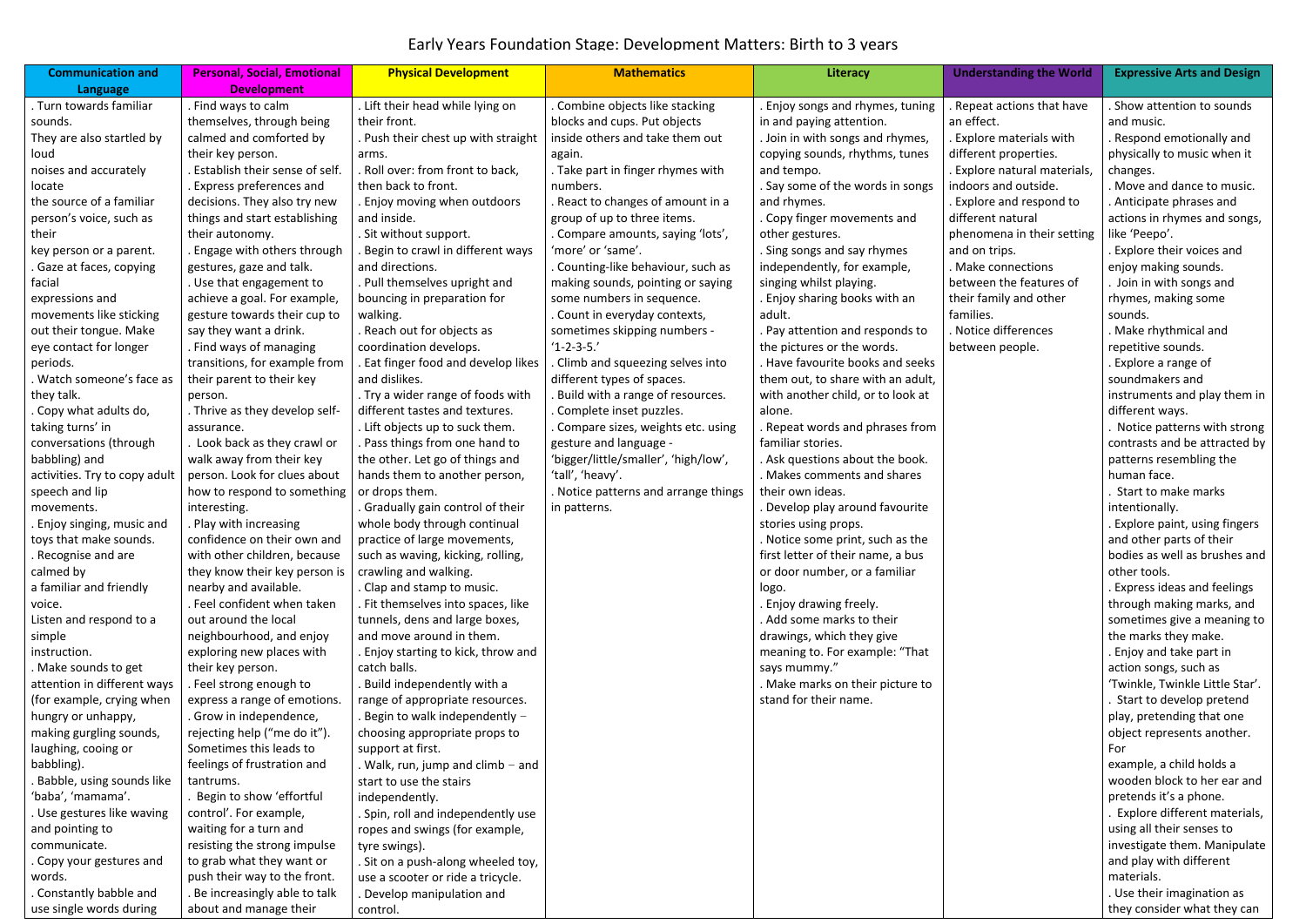# Early Years Foundation Stage: Development Matters: Birth to 3 years

| Communication and Language | Personal, Social, Emotional Development | Physical Development | Mathematics | Literacy | Understanding the World | Expressive Arts and Design |
|---|---|---|---|---|---|---|
| . Turn towards familiar sounds. They are also startled by loud noises and accurately locate the source of a familiar person's voice, such as their key person or a parent. . Gaze at faces, copying facial expressions and movements like sticking out their tongue. Make eye contact for longer periods. . Watch someone's face as they talk. . Copy what adults do, taking turns' in conversations (through babbling) and activities. Try to copy adult speech and lip movements. . Enjoy singing, music and toys that make sounds. . Recognise and are calmed by a familiar and friendly voice. Listen and respond to a simple instruction. . Make sounds to get attention in different ways (for example, crying when hungry or unhappy, making gurgling sounds, laughing, cooing or babbling). . Babble, using sounds like 'baba', 'mamama'. . Use gestures like waving and pointing to communicate. . Copy your gestures and words. . Constantly babble and use single words during | . Find ways to calm themselves, through being calmed and comforted by their key person. . Establish their sense of self. . Express preferences and decisions. They also try new things and start establishing their autonomy. . Engage with others through gestures, gaze and talk. . Use that engagement to achieve a goal. For example, gesture towards their cup to say they want a drink. . Find ways of managing transitions, for example from their parent to their key person. . Thrive as they develop self-assurance. . Look back as they crawl or walk away from their key person. Look for clues about how to respond to something interesting. . Play with increasing confidence on their own and with other children, because they know their key person is nearby and available. . Feel confident when taken out around the local neighbourhood, and enjoy exploring new places with their key person. . Feel strong enough to express a range of emotions. . Grow in independence, rejecting help ("me do it"). Sometimes this leads to feelings of frustration and tantrums. . Begin to show 'effortful control'. For example, waiting for a turn and resisting the strong impulse to grab what they want or push their way to the front. . Be increasingly able to talk about and manage their | . Lift their head while lying on their front. . Push their chest up with straight arms. . Roll over: from front to back, then back to front. . Enjoy moving when outdoors and inside. . Sit without support. . Begin to crawl in different ways and directions. . Pull themselves upright and bouncing in preparation for walking. . Reach out for objects as coordination develops. . Eat finger food and develop likes and dislikes. . Try a wider range of foods with different tastes and textures. . Lift objects up to suck them. . Pass things from one hand to the other. Let go of things and hands them to another person, or drops them. . Gradually gain control of their whole body through continual practice of large movements, such as waving, kicking, rolling, crawling and walking. . Clap and stamp to music. . Fit themselves into spaces, like tunnels, dens and large boxes, and move around in them. . Enjoy starting to kick, throw and catch balls. . Build independently with a range of appropriate resources. . Begin to walk independently – choosing appropriate props to support at first. . Walk, run, jump and climb – and start to use the stairs independently. . Spin, roll and independently use ropes and swings (for example, tyre swings). . Sit on a push-along wheeled toy, use a scooter or ride a tricycle. . Develop manipulation and control. | . Combine objects like stacking blocks and cups. Put objects inside others and take them out again. . Take part in finger rhymes with numbers. . React to changes of amount in a group of up to three items. . Compare amounts, saying 'lots', 'more' or 'same'. . Counting-like behaviour, such as making sounds, pointing or saying some numbers in sequence. . Count in everyday contexts, sometimes skipping numbers - '1-2-3-5.' . Climb and squeezing selves into different types of spaces. . Build with a range of resources. . Complete inset puzzles. . Compare sizes, weights etc. using gesture and language - 'bigger/little/smaller', 'high/low', 'tall', 'heavy'. . Notice patterns and arrange things in patterns. | . Enjoy songs and rhymes, tuning in and paying attention. . Join in with songs and rhymes, copying sounds, rhythms, tunes and tempo. . Say some of the words in songs and rhymes. . Copy finger movements and other gestures. . Sing songs and say rhymes independently, for example, singing whilst playing. . Enjoy sharing books with an adult. . Pay attention and responds to the pictures or the words. . Have favourite books and seeks them out, to share with an adult, with another child, or to look at alone. . Repeat words and phrases from familiar stories. . Ask questions about the book. . Makes comments and shares their own ideas. . Develop play around favourite stories using props. . Notice some print, such as the first letter of their name, a bus or door number, or a familiar logo. . Enjoy drawing freely. . Add some marks to their drawings, which they give meaning to. For example: "That says mummy." . Make marks on their picture to stand for their name. | . Repeat actions that have an effect. . Explore materials with different properties. . Explore natural materials, indoors and outside. . Explore and respond to different natural phenomena in their setting and on trips. . Make connections between the features of their family and other families. . Notice differences between people. | . Show attention to sounds and music. . Respond emotionally and physically to music when it changes. . Move and dance to music. . Anticipate phrases and actions in rhymes and songs, like 'Peepo'. . Explore their voices and enjoy making sounds. . Join in with songs and rhymes, making some sounds. . Make rhythmical and repetitive sounds. . Explore a range of soundmakers and instruments and play them in different ways. . Notice patterns with strong contrasts and be attracted by patterns resembling the human face. . Start to make marks intentionally. . Explore paint, using fingers and other parts of their bodies as well as brushes and other tools. . Express ideas and feelings through making marks, and sometimes give a meaning to the marks they make. . Enjoy and take part in action songs, such as 'Twinkle, Twinkle Little Star'. . Start to develop pretend play, pretending that one object represents another. For example, a child holds a wooden block to her ear and pretends it's a phone. . Explore different materials, using all their senses to investigate them. Manipulate and play with different materials. . Use their imagination as they consider what they can |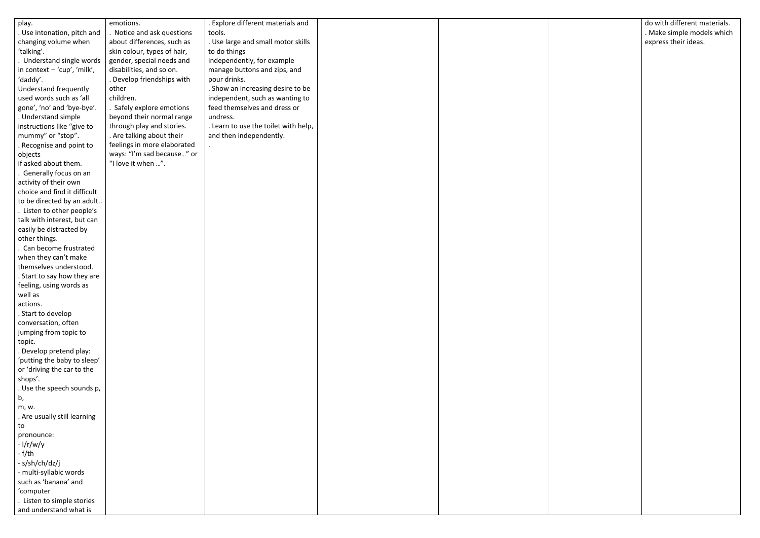| | | | | | | |
|---|---|---|---|---|---|---|
| play.<br>. Use intonation, pitch and changing volume when 'talking'.<br>. Understand single words in context – 'cup', 'milk', 'daddy'.<br>Understand frequently used words such as 'all gone', 'no' and 'bye-bye'.<br>. Understand simple instructions like "give to mummy" or "stop".<br>. Recognise and point to objects<br>if asked about them.<br>. Generally focus on an activity of their own choice and find it difficult to be directed by an adult..<br>. Listen to other people's talk with interest, but can easily be distracted by other things.<br>. Can become frustrated when they can't make themselves understood.<br>. Start to say how they are feeling, using words as well as<br>actions.<br>. Start to develop conversation, often jumping from topic to topic.<br>. Develop pretend play: 'putting the baby to sleep' or 'driving the car to the shops'.<br>. Use the speech sounds p, b,<br>m, w.<br>. Are usually still learning to<br>pronounce:<br>- l/r/w/y<br>- f/th<br>- s/sh/ch/dz/j<br>- multi-syllabic words such as 'banana' and 'computer<br>. Listen to simple stories and understand what is | emotions.<br>. Notice and ask questions about differences, such as skin colour, types of hair, gender, special needs and disabilities, and so on.<br>. Develop friendships with other<br>children.<br>. Safely explore emotions beyond their normal range through play and stories.<br>. Are talking about their feelings in more elaborated ways: "I'm sad because…" or "I love it when …". | . Explore different materials and tools.<br>. Use large and small motor skills to do things<br>independently, for example manage buttons and zips, and pour drinks.<br>. Show an increasing desire to be independent, such as wanting to feed themselves and dress or undress.<br>. Learn to use the toilet with help, and then independently.<br>. | | | | do with different materials.<br>. Make simple models which express their ideas. |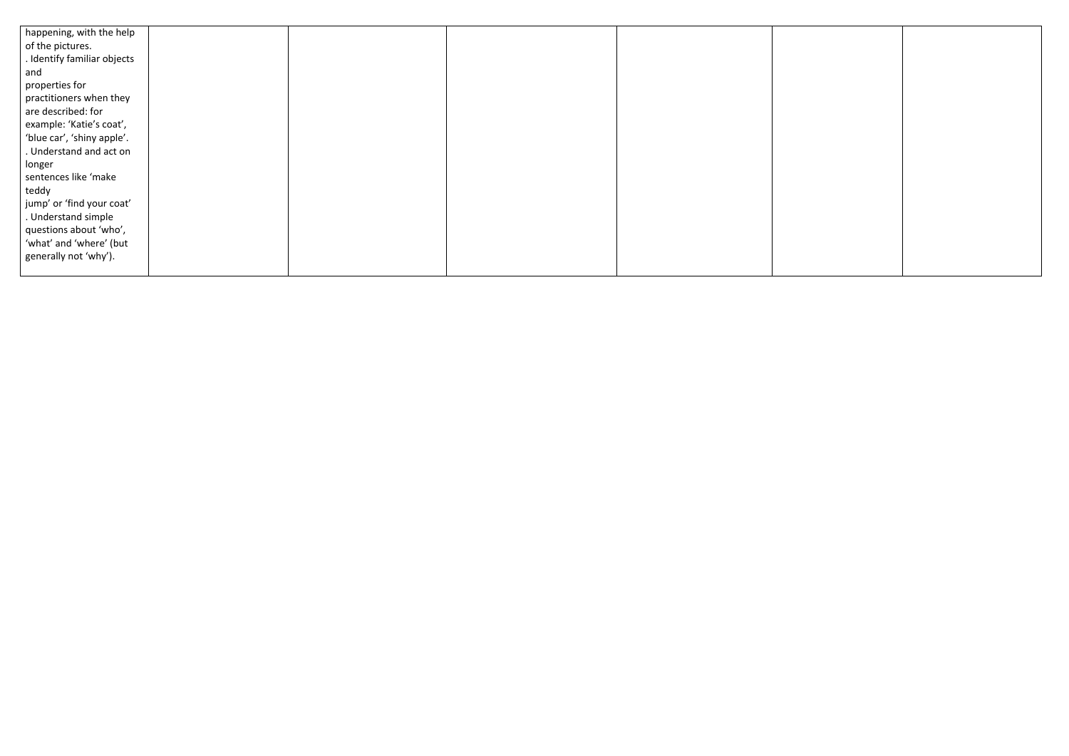| | | | | | | |
|---|---|---|---|---|---|---|
| happening, with the help of the pictures.<br>. Identify familiar objects and properties for practitioners when they are described: for example: 'Katie's coat', 'blue car', 'shiny apple'.<br>. Understand and act on longer sentences like 'make teddy jump' or 'find your coat'<br>. Understand simple questions about 'who', 'what' and 'where' (but generally not 'why'). | | | | | | |